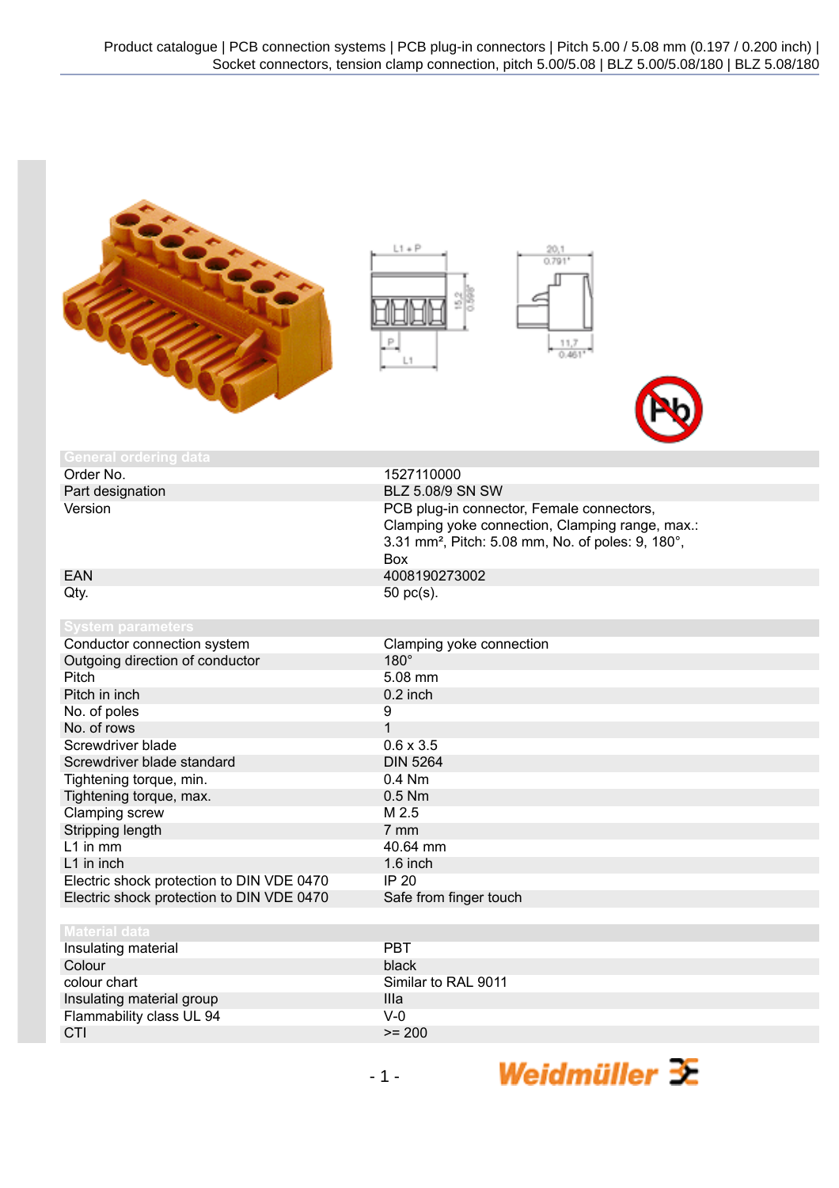## General ordering data

| | |
|---|---|
| Order No. | 1527110000 |
| Part designation | BLZ 5.08/9 SN SW |
| Version | PCB plug-in connector, Female connectors, Clamping yoke connection, Clamping range, max.: 3.31 mm², Pitch: 5.08 mm, No. of poles: 9, 180°, Box |
| EAN | 4008190273002 |
| Qty. | 50 pc(s). |

## System parameters

| | |
|---|---|
| Conductor connection system | Clamping yoke connection |
| Outgoing direction of conductor | 180° |
| Pitch | 5.08 mm |
| Pitch in inch | 0.2 inch |
| No. of poles | 9 |
| No. of rows | 1 |
| Screwdriver blade | 0.6 x 3.5 |
| Screwdriver blade standard | DIN 5264 |
| Tightening torque, min. | 0.4 Nm |
| Tightening torque, max. | 0.5 Nm |
| Clamping screw | M 2.5 |
| Stripping length | 7 mm |
| L1 in mm | 40.64 mm |
| L1 in inch | 1.6 inch |
| Electric shock protection to DIN VDE 0470 | IP 20 |
| Electric shock protection to DIN VDE 0470 | Safe from finger touch |

## Material data

| | |
|---|---|
| Insulating material | PBT |
| Colour | black |
| colour chart | Similar to RAL 9011 |
| Insulating material group | IIIa |
| Flammability class UL 94 | V-0 |
| CTI | >= 200 |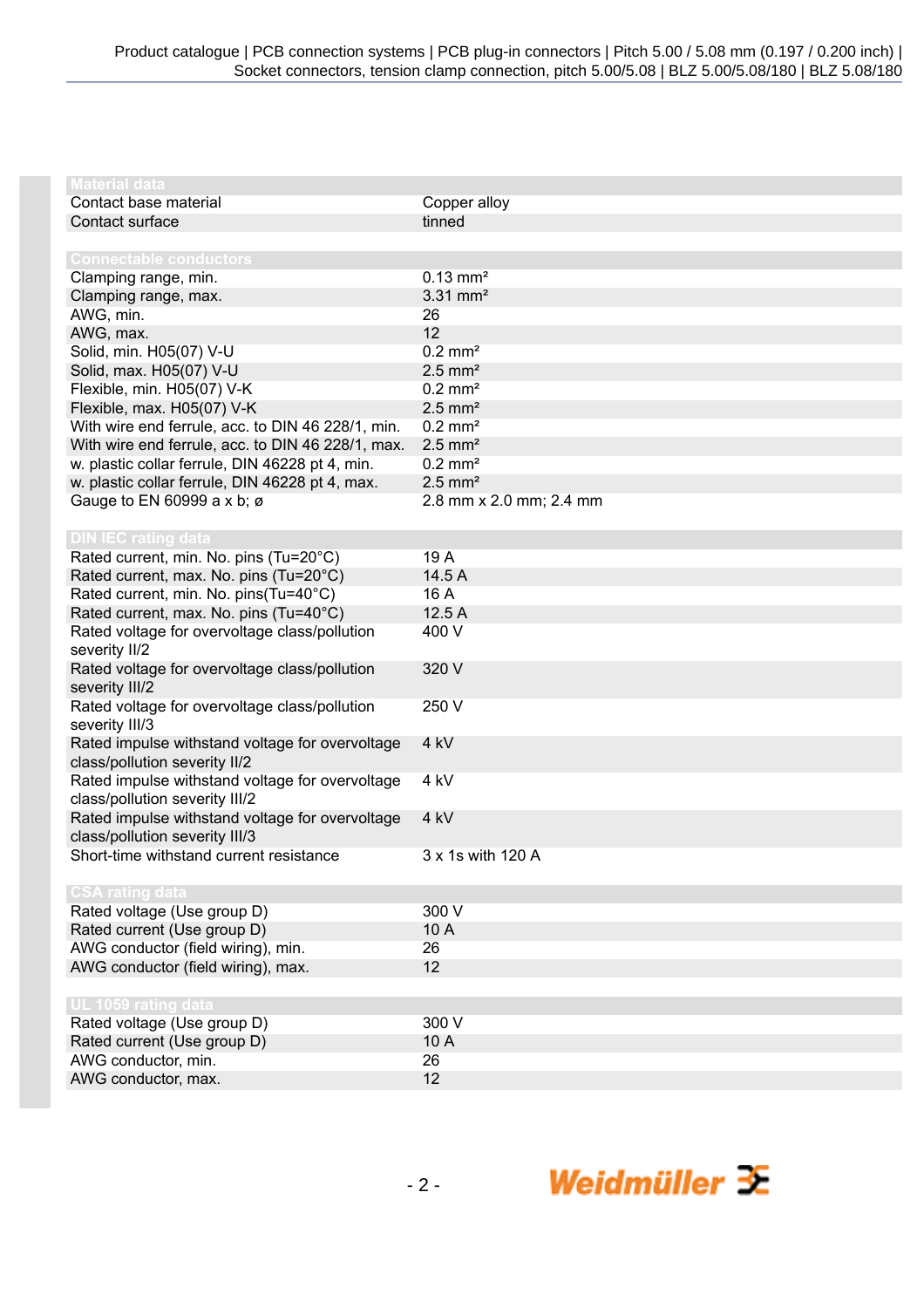| Material data | |
|---|---|
| Contact base material | Copper alloy |
| Contact surface | tinned |

| Connectable conductors | |
|---|---|
| Clamping range, min. | 0.13 mm² |
| Clamping range, max. | 3.31 mm² |
| AWG, min. | 26 |
| AWG, max. | 12 |
| Solid, min. H05(07) V-U | 0.2 mm² |
| Solid, max. H05(07) V-U | 2.5 mm² |
| Flexible, min. H05(07) V-K | 0.2 mm² |
| Flexible, max. H05(07) V-K | 2.5 mm² |
| With wire end ferrule, acc. to DIN 46 228/1, min. | 0.2 mm² |
| With wire end ferrule, acc. to DIN 46 228/1, max. | 2.5 mm² |
| w. plastic collar ferrule, DIN 46228 pt 4, min. | 0.2 mm² |
| w. plastic collar ferrule, DIN 46228 pt 4, max. | 2.5 mm² |
| Gauge to EN 60999 a x b; ø | 2.8 mm x 2.0 mm; 2.4 mm |

| DIN IEC rating data | |
|---|---|
| Rated current, min. No. pins (Tu=20°C) | 19 A |
| Rated current, max. No. pins (Tu=20°C) | 14.5 A |
| Rated current, min. No. pins(Tu=40°C) | 16 A |
| Rated current, max. No. pins (Tu=40°C) | 12.5 A |
| Rated voltage for overvoltage class/pollution severity II/2 | 400 V |
| Rated voltage for overvoltage class/pollution severity III/2 | 320 V |
| Rated voltage for overvoltage class/pollution severity III/3 | 250 V |
| Rated impulse withstand voltage for overvoltage class/pollution severity II/2 | 4 kV |
| Rated impulse withstand voltage for overvoltage class/pollution severity III/2 | 4 kV |
| Rated impulse withstand voltage for overvoltage class/pollution severity III/3 | 4 kV |
| Short-time withstand current resistance | 3 x 1s with 120 A |

| CSA rating data | |
|---|---|
| Rated voltage (Use group D) | 300 V |
| Rated current (Use group D) | 10 A |
| AWG conductor (field wiring), min. | 26 |
| AWG conductor (field wiring), max. | 12 |

| UL 1059 rating data | |
|---|---|
| Rated voltage (Use group D) | 300 V |
| Rated current (Use group D) | 10 A |
| AWG conductor, min. | 26 |
| AWG conductor, max. | 12 |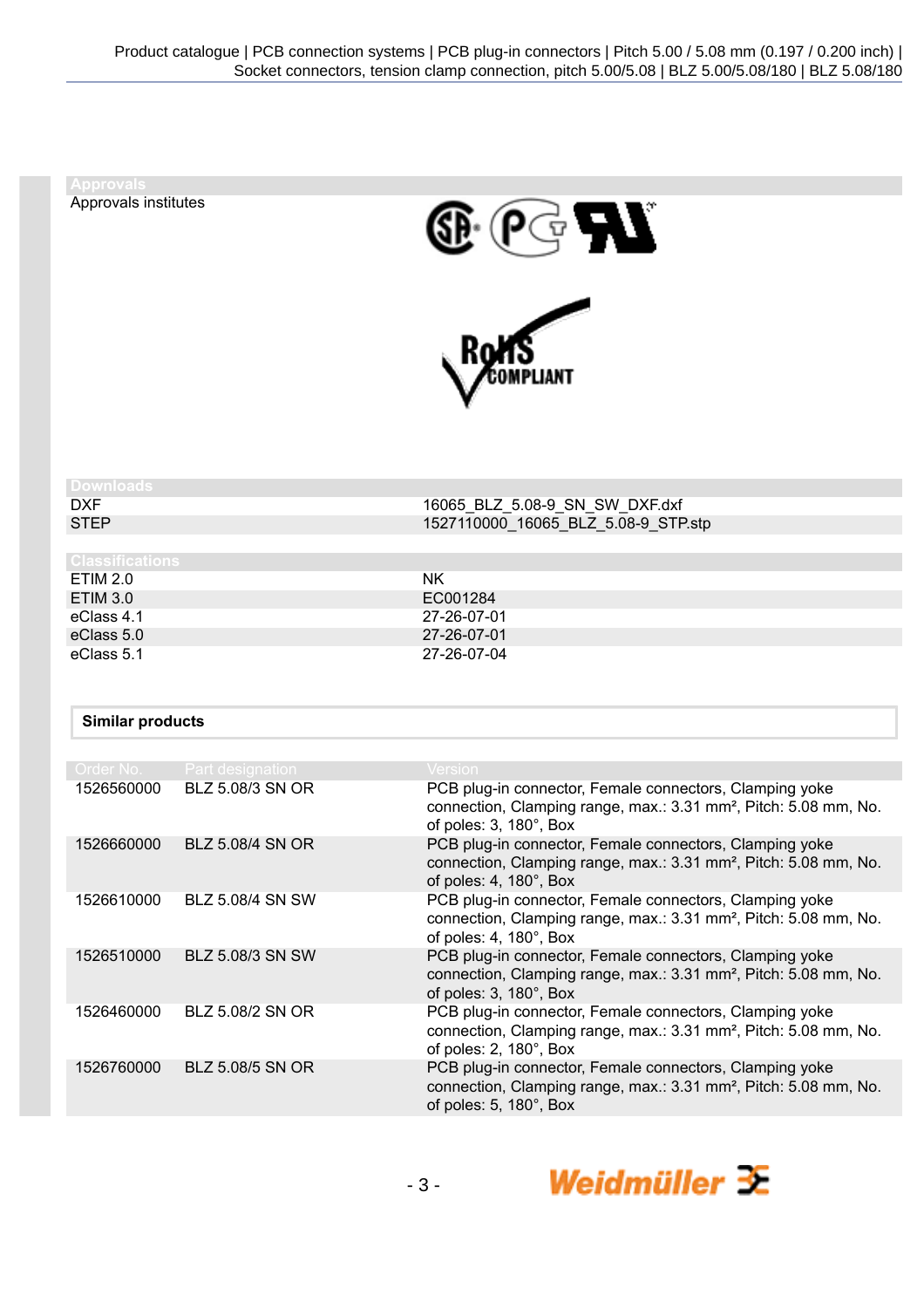## Approvals

| Approvals institutes | |
|---|---|

## Downloads

| | |
|---|---|
| DXF | 16065_BLZ_5.08-9_SN_SW_DXF.dxf |
| STEP | 1527110000_16065_BLZ_5.08-9_STP.stp |

## Classifications

| | |
|---|---|
| ETIM 2.0 | NK |
| ETIM 3.0 | EC001284 |
| eClass 4.1 | 27-26-07-01 |
| eClass 5.0 | 27-26-07-01 |
| eClass 5.1 | 27-26-07-04 |

## Similar products

| Order No. | Part designation | Version |
|---|---|---|
| 1526560000 | BLZ 5.08/3 SN OR | PCB plug-in connector, Female connectors, Clamping yoke connection, Clamping range, max.: 3.31 mm², Pitch: 5.08 mm, No. of poles: 3, 180°, Box |
| 1526660000 | BLZ 5.08/4 SN OR | PCB plug-in connector, Female connectors, Clamping yoke connection, Clamping range, max.: 3.31 mm², Pitch: 5.08 mm, No. of poles: 4, 180°, Box |
| 1526610000 | BLZ 5.08/4 SN SW | PCB plug-in connector, Female connectors, Clamping yoke connection, Clamping range, max.: 3.31 mm², Pitch: 5.08 mm, No. of poles: 4, 180°, Box |
| 1526510000 | BLZ 5.08/3 SN SW | PCB plug-in connector, Female connectors, Clamping yoke connection, Clamping range, max.: 3.31 mm², Pitch: 5.08 mm, No. of poles: 3, 180°, Box |
| 1526460000 | BLZ 5.08/2 SN OR | PCB plug-in connector, Female connectors, Clamping yoke connection, Clamping range, max.: 3.31 mm², Pitch: 5.08 mm, No. of poles: 2, 180°, Box |
| 1526760000 | BLZ 5.08/5 SN OR | PCB plug-in connector, Female connectors, Clamping yoke connection, Clamping range, max.: 3.31 mm², Pitch: 5.08 mm, No. of poles: 5, 180°, Box |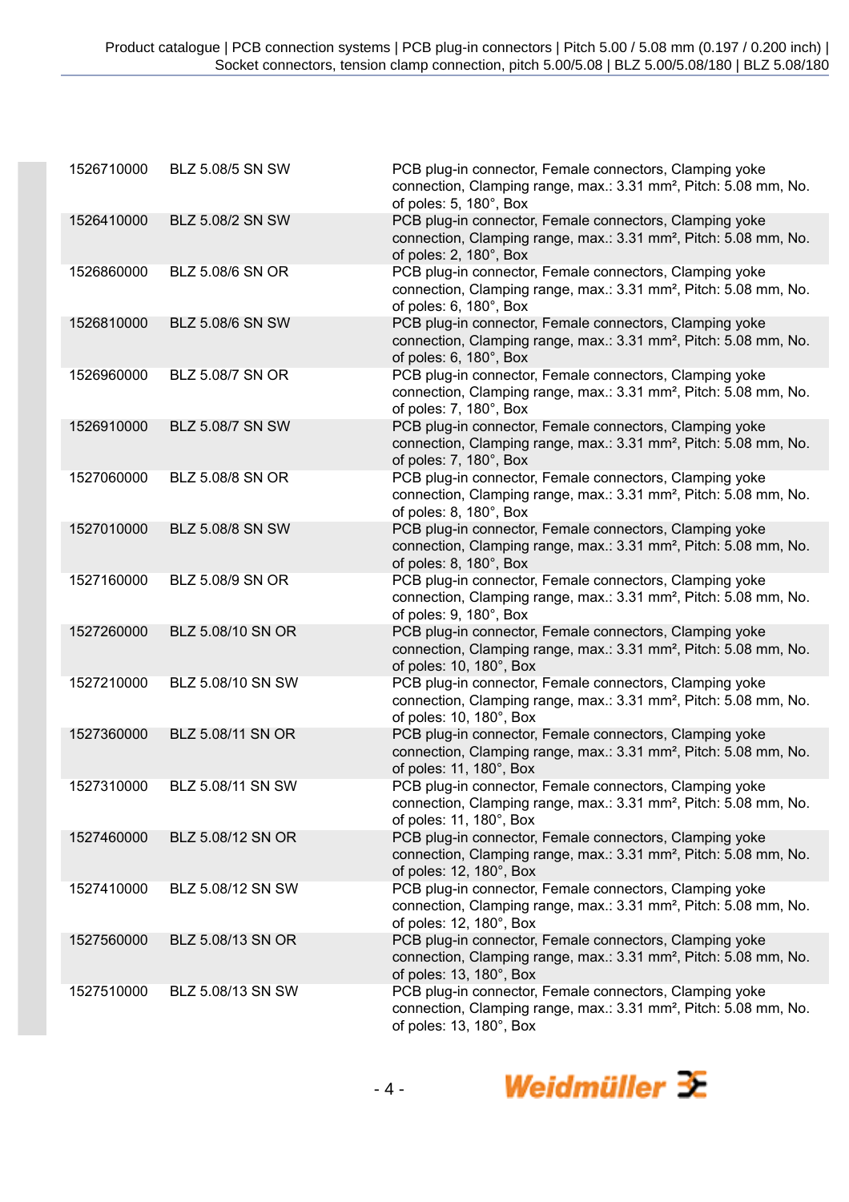| | | |
|---|---|---|
| 1526710000 | BLZ 5.08/5 SN SW | PCB plug-in connector, Female connectors, Clamping yoke connection, Clamping range, max.: 3.31 mm², Pitch: 5.08 mm, No. of poles: 5, 180°, Box |
| 1526410000 | BLZ 5.08/2 SN SW | PCB plug-in connector, Female connectors, Clamping yoke connection, Clamping range, max.: 3.31 mm², Pitch: 5.08 mm, No. of poles: 2, 180°, Box |
| 1526860000 | BLZ 5.08/6 SN OR | PCB plug-in connector, Female connectors, Clamping yoke connection, Clamping range, max.: 3.31 mm², Pitch: 5.08 mm, No. of poles: 6, 180°, Box |
| 1526810000 | BLZ 5.08/6 SN SW | PCB plug-in connector, Female connectors, Clamping yoke connection, Clamping range, max.: 3.31 mm², Pitch: 5.08 mm, No. of poles: 6, 180°, Box |
| 1526960000 | BLZ 5.08/7 SN OR | PCB plug-in connector, Female connectors, Clamping yoke connection, Clamping range, max.: 3.31 mm², Pitch: 5.08 mm, No. of poles: 7, 180°, Box |
| 1526910000 | BLZ 5.08/7 SN SW | PCB plug-in connector, Female connectors, Clamping yoke connection, Clamping range, max.: 3.31 mm², Pitch: 5.08 mm, No. of poles: 7, 180°, Box |
| 1527060000 | BLZ 5.08/8 SN OR | PCB plug-in connector, Female connectors, Clamping yoke connection, Clamping range, max.: 3.31 mm², Pitch: 5.08 mm, No. of poles: 8, 180°, Box |
| 1527010000 | BLZ 5.08/8 SN SW | PCB plug-in connector, Female connectors, Clamping yoke connection, Clamping range, max.: 3.31 mm², Pitch: 5.08 mm, No. of poles: 8, 180°, Box |
| 1527160000 | BLZ 5.08/9 SN OR | PCB plug-in connector, Female connectors, Clamping yoke connection, Clamping range, max.: 3.31 mm², Pitch: 5.08 mm, No. of poles: 9, 180°, Box |
| 1527260000 | BLZ 5.08/10 SN OR | PCB plug-in connector, Female connectors, Clamping yoke connection, Clamping range, max.: 3.31 mm², Pitch: 5.08 mm, No. of poles: 10, 180°, Box |
| 1527210000 | BLZ 5.08/10 SN SW | PCB plug-in connector, Female connectors, Clamping yoke connection, Clamping range, max.: 3.31 mm², Pitch: 5.08 mm, No. of poles: 10, 180°, Box |
| 1527360000 | BLZ 5.08/11 SN OR | PCB plug-in connector, Female connectors, Clamping yoke connection, Clamping range, max.: 3.31 mm², Pitch: 5.08 mm, No. of poles: 11, 180°, Box |
| 1527310000 | BLZ 5.08/11 SN SW | PCB plug-in connector, Female connectors, Clamping yoke connection, Clamping range, max.: 3.31 mm², Pitch: 5.08 mm, No. of poles: 11, 180°, Box |
| 1527460000 | BLZ 5.08/12 SN OR | PCB plug-in connector, Female connectors, Clamping yoke connection, Clamping range, max.: 3.31 mm², Pitch: 5.08 mm, No. of poles: 12, 180°, Box |
| 1527410000 | BLZ 5.08/12 SN SW | PCB plug-in connector, Female connectors, Clamping yoke connection, Clamping range, max.: 3.31 mm², Pitch: 5.08 mm, No. of poles: 12, 180°, Box |
| 1527560000 | BLZ 5.08/13 SN OR | PCB plug-in connector, Female connectors, Clamping yoke connection, Clamping range, max.: 3.31 mm², Pitch: 5.08 mm, No. of poles: 13, 180°, Box |
| 1527510000 | BLZ 5.08/13 SN SW | PCB plug-in connector, Female connectors, Clamping yoke connection, Clamping range, max.: 3.31 mm², Pitch: 5.08 mm, No. of poles: 13, 180°, Box |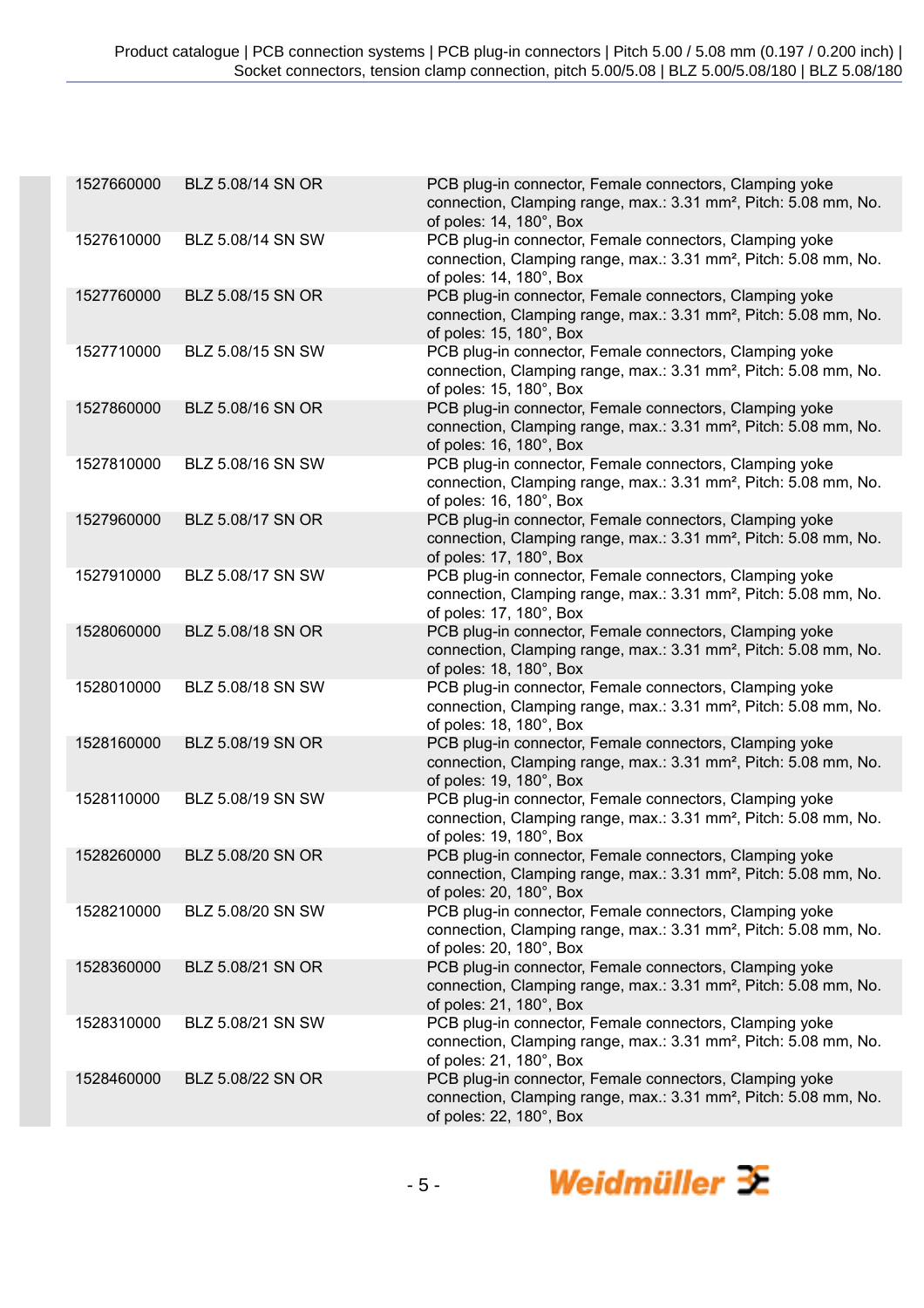| | | |
|---|---|---|
| 1527660000 | BLZ 5.08/14 SN OR | PCB plug-in connector, Female connectors, Clamping yoke connection, Clamping range, max.: 3.31 mm², Pitch: 5.08 mm, No. of poles: 14, 180°, Box |
| 1527610000 | BLZ 5.08/14 SN SW | PCB plug-in connector, Female connectors, Clamping yoke connection, Clamping range, max.: 3.31 mm², Pitch: 5.08 mm, No. of poles: 14, 180°, Box |
| 1527760000 | BLZ 5.08/15 SN OR | PCB plug-in connector, Female connectors, Clamping yoke connection, Clamping range, max.: 3.31 mm², Pitch: 5.08 mm, No. of poles: 15, 180°, Box |
| 1527710000 | BLZ 5.08/15 SN SW | PCB plug-in connector, Female connectors, Clamping yoke connection, Clamping range, max.: 3.31 mm², Pitch: 5.08 mm, No. of poles: 15, 180°, Box |
| 1527860000 | BLZ 5.08/16 SN OR | PCB plug-in connector, Female connectors, Clamping yoke connection, Clamping range, max.: 3.31 mm², Pitch: 5.08 mm, No. of poles: 16, 180°, Box |
| 1527810000 | BLZ 5.08/16 SN SW | PCB plug-in connector, Female connectors, Clamping yoke connection, Clamping range, max.: 3.31 mm², Pitch: 5.08 mm, No. of poles: 16, 180°, Box |
| 1527960000 | BLZ 5.08/17 SN OR | PCB plug-in connector, Female connectors, Clamping yoke connection, Clamping range, max.: 3.31 mm², Pitch: 5.08 mm, No. of poles: 17, 180°, Box |
| 1527910000 | BLZ 5.08/17 SN SW | PCB plug-in connector, Female connectors, Clamping yoke connection, Clamping range, max.: 3.31 mm², Pitch: 5.08 mm, No. of poles: 17, 180°, Box |
| 1528060000 | BLZ 5.08/18 SN OR | PCB plug-in connector, Female connectors, Clamping yoke connection, Clamping range, max.: 3.31 mm², Pitch: 5.08 mm, No. of poles: 18, 180°, Box |
| 1528010000 | BLZ 5.08/18 SN SW | PCB plug-in connector, Female connectors, Clamping yoke connection, Clamping range, max.: 3.31 mm², Pitch: 5.08 mm, No. of poles: 18, 180°, Box |
| 1528160000 | BLZ 5.08/19 SN OR | PCB plug-in connector, Female connectors, Clamping yoke connection, Clamping range, max.: 3.31 mm², Pitch: 5.08 mm, No. of poles: 19, 180°, Box |
| 1528110000 | BLZ 5.08/19 SN SW | PCB plug-in connector, Female connectors, Clamping yoke connection, Clamping range, max.: 3.31 mm², Pitch: 5.08 mm, No. of poles: 19, 180°, Box |
| 1528260000 | BLZ 5.08/20 SN OR | PCB plug-in connector, Female connectors, Clamping yoke connection, Clamping range, max.: 3.31 mm², Pitch: 5.08 mm, No. of poles: 20, 180°, Box |
| 1528210000 | BLZ 5.08/20 SN SW | PCB plug-in connector, Female connectors, Clamping yoke connection, Clamping range, max.: 3.31 mm², Pitch: 5.08 mm, No. of poles: 20, 180°, Box |
| 1528360000 | BLZ 5.08/21 SN OR | PCB plug-in connector, Female connectors, Clamping yoke connection, Clamping range, max.: 3.31 mm², Pitch: 5.08 mm, No. of poles: 21, 180°, Box |
| 1528310000 | BLZ 5.08/21 SN SW | PCB plug-in connector, Female connectors, Clamping yoke connection, Clamping range, max.: 3.31 mm², Pitch: 5.08 mm, No. of poles: 21, 180°, Box |
| 1528460000 | BLZ 5.08/22 SN OR | PCB plug-in connector, Female connectors, Clamping yoke connection, Clamping range, max.: 3.31 mm², Pitch: 5.08 mm, No. of poles: 22, 180°, Box |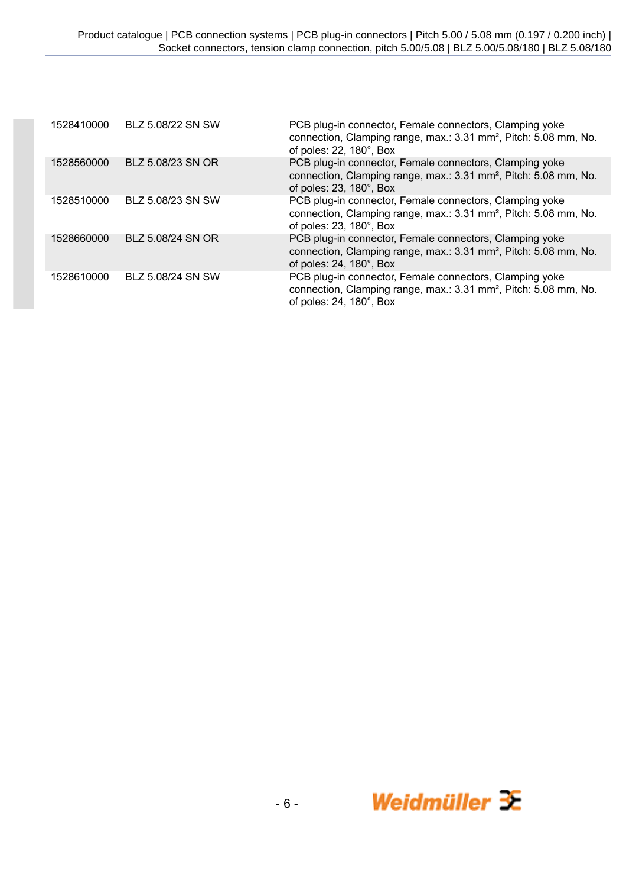| | | |
|---|---|---|
| 1528410000 | BLZ 5.08/22 SN SW | PCB plug-in connector, Female connectors, Clamping yoke connection, Clamping range, max.: 3.31 mm², Pitch: 5.08 mm, No. of poles: 22, 180°, Box |
| 1528560000 | BLZ 5.08/23 SN OR | PCB plug-in connector, Female connectors, Clamping yoke connection, Clamping range, max.: 3.31 mm², Pitch: 5.08 mm, No. of poles: 23, 180°, Box |
| 1528510000 | BLZ 5.08/23 SN SW | PCB plug-in connector, Female connectors, Clamping yoke connection, Clamping range, max.: 3.31 mm², Pitch: 5.08 mm, No. of poles: 23, 180°, Box |
| 1528660000 | BLZ 5.08/24 SN OR | PCB plug-in connector, Female connectors, Clamping yoke connection, Clamping range, max.: 3.31 mm², Pitch: 5.08 mm, No. of poles: 24, 180°, Box |
| 1528610000 | BLZ 5.08/24 SN SW | PCB plug-in connector, Female connectors, Clamping yoke connection, Clamping range, max.: 3.31 mm², Pitch: 5.08 mm, No. of poles: 24, 180°, Box |